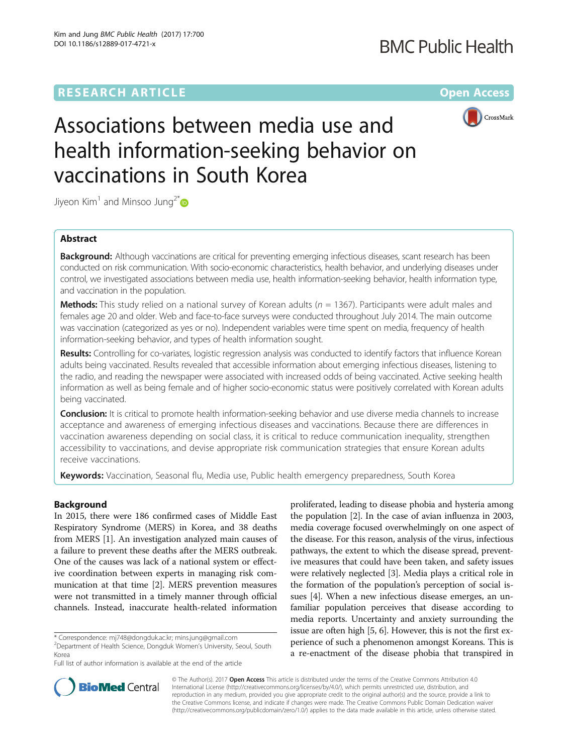RESEARCH ARTICLE

Open Access

# Associations between media use and health information-seeking behavior on vaccinations in South Korea

Jiyeon Kim[1] and Minsoo Jung[2*]

## Abstract

**Background:** Although vaccinations are critical for preventing emerging infectious diseases, scant research has been conducted on risk communication. With socio-economic characteristics, health behavior, and underlying diseases under control, we investigated associations between media use, health information-seeking behavior, health information type, and vaccination in the population.

**Methods:** This study relied on a national survey of Korean adults ($n$ = 1367). Participants were adult males and females age 20 and older. Web and face-to-face surveys were conducted throughout July 2014. The main outcome was vaccination (categorized as yes or no). Independent variables were time spent on media, frequency of health information-seeking behavior, and types of health information sought.

**Results:** Controlling for co-variates, logistic regression analysis was conducted to identify factors that influence Korean adults being vaccinated. Results revealed that accessible information about emerging infectious diseases, listening to the radio, and reading the newspaper were associated with increased odds of being vaccinated. Active seeking health information as well as being female and of higher socio-economic status were positively correlated with Korean adults being vaccinated.

**Conclusion:** It is critical to promote health information-seeking behavior and use diverse media channels to increase acceptance and awareness of emerging infectious diseases and vaccinations. Because there are differences in vaccination awareness depending on social class, it is critical to reduce communication inequality, strengthen accessibility to vaccinations, and devise appropriate risk communication strategies that ensure Korean adults receive vaccinations.

**Keywords:** Vaccination, Seasonal flu, Media use, Public health emergency preparedness, South Korea

## Background

In 2015, there were 186 confirmed cases of Middle East Respiratory Syndrome (MERS) in Korea, and 38 deaths from MERS [1]. An investigation analyzed main causes of a failure to prevent these deaths after the MERS outbreak. One of the causes was lack of a national system or effective coordination between experts in managing risk communication at that time [2]. MERS prevention measures were not transmitted in a timely manner through official channels. Instead, inaccurate health-related information proliferated, leading to disease phobia and hysteria among the population [2]. In the case of avian influenza in 2003, media coverage focused overwhelmingly on one aspect of the disease. For this reason, analysis of the virus, infectious pathways, the extent to which the disease spread, preventive measures that could have been taken, and safety issues were relatively neglected [3]. Media plays a critical role in the formation of the population's perception of social issues [4]. When a new infectious disease emerges, an unfamiliar population perceives that disease according to media reports. Uncertainty and anxiety surrounding the issue are often high [5, 6]. However, this is not the first experience of such a phenomenon amongst Koreans. This is a re-enactment of the disease phobia that transpired in

\* Correspondence: mj748@dongduk.ac.kr; mins.jung@gmail.com
[2]Department of Health Science, Dongduk Women's University, Seoul, South Korea
Full list of author information is available at the end of the article

© The Author(s). 2017 **Open Access** This article is distributed under the terms of the Creative Commons Attribution 4.0 International License (http://creativecommons.org/licenses/by/4.0/), which permits unrestricted use, distribution, and reproduction in any medium, provided you give appropriate credit to the original author(s) and the source, provide a link to the Creative Commons license, and indicate if changes were made. The Creative Commons Public Domain Dedication waiver (http://creativecommons.org/publicdomain/zero/1.0/) applies to the data made available in this article, unless otherwise stated.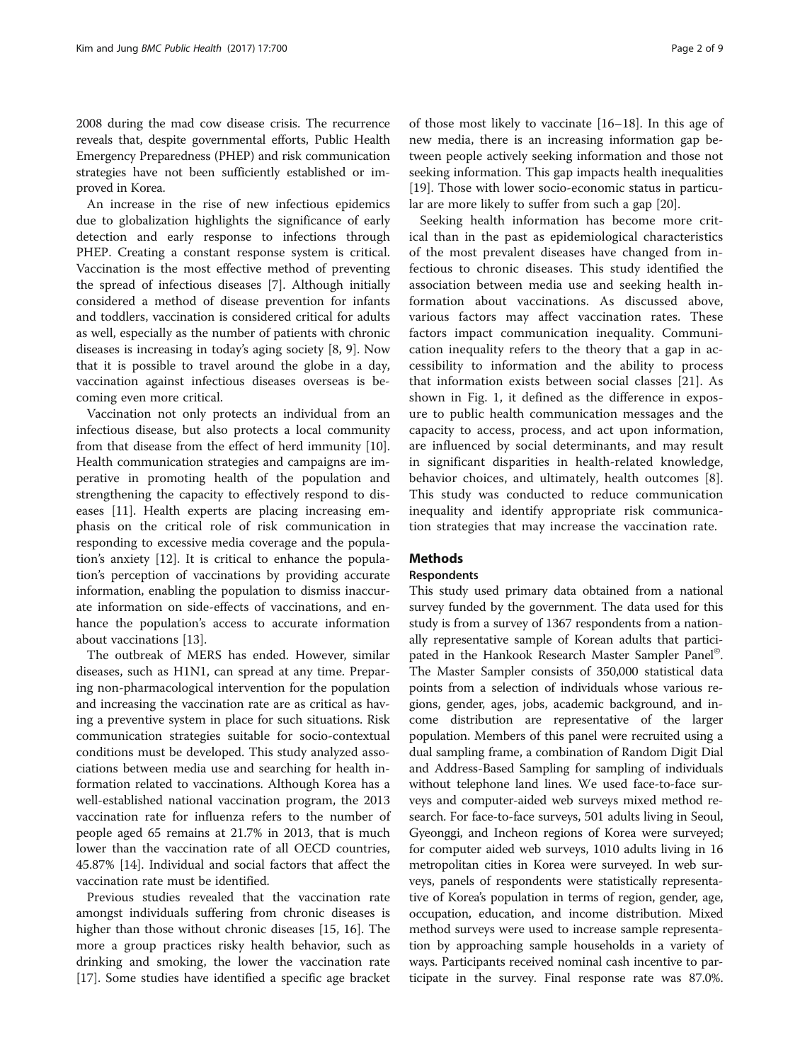2008 during the mad cow disease crisis. The recurrence reveals that, despite governmental efforts, Public Health Emergency Preparedness (PHEP) and risk communication strategies have not been sufficiently established or improved in Korea.

An increase in the rise of new infectious epidemics due to globalization highlights the significance of early detection and early response to infections through PHEP. Creating a constant response system is critical. Vaccination is the most effective method of preventing the spread of infectious diseases [7]. Although initially considered a method of disease prevention for infants and toddlers, vaccination is considered critical for adults as well, especially as the number of patients with chronic diseases is increasing in today's aging society [8, 9]. Now that it is possible to travel around the globe in a day, vaccination against infectious diseases overseas is becoming even more critical.

Vaccination not only protects an individual from an infectious disease, but also protects a local community from that disease from the effect of herd immunity [10]. Health communication strategies and campaigns are imperative in promoting health of the population and strengthening the capacity to effectively respond to diseases [11]. Health experts are placing increasing emphasis on the critical role of risk communication in responding to excessive media coverage and the population's anxiety [12]. It is critical to enhance the population's perception of vaccinations by providing accurate information, enabling the population to dismiss inaccurate information on side-effects of vaccinations, and enhance the population's access to accurate information about vaccinations [13].

The outbreak of MERS has ended. However, similar diseases, such as H1N1, can spread at any time. Preparing non-pharmacological intervention for the population and increasing the vaccination rate are as critical as having a preventive system in place for such situations. Risk communication strategies suitable for socio-contextual conditions must be developed. This study analyzed associations between media use and searching for health information related to vaccinations. Although Korea has a well-established national vaccination program, the 2013 vaccination rate for influenza refers to the number of people aged 65 remains at 21.7% in 2013, that is much lower than the vaccination rate of all OECD countries, 45.87% [14]. Individual and social factors that affect the vaccination rate must be identified.

Previous studies revealed that the vaccination rate amongst individuals suffering from chronic diseases is higher than those without chronic diseases [15, 16]. The more a group practices risky health behavior, such as drinking and smoking, the lower the vaccination rate [17]. Some studies have identified a specific age bracket of those most likely to vaccinate [16–18]. In this age of new media, there is an increasing information gap between people actively seeking information and those not seeking information. This gap impacts health inequalities [19]. Those with lower socio-economic status in particular are more likely to suffer from such a gap [20].

Seeking health information has become more critical than in the past as epidemiological characteristics of the most prevalent diseases have changed from infectious to chronic diseases. This study identified the association between media use and seeking health information about vaccinations. As discussed above, various factors may affect vaccination rates. These factors impact communication inequality. Communication inequality refers to the theory that a gap in accessibility to information and the ability to process that information exists between social classes [21]. As shown in Fig. 1, it defined as the difference in exposure to public health communication messages and the capacity to access, process, and act upon information, are influenced by social determinants, and may result in significant disparities in health-related knowledge, behavior choices, and ultimately, health outcomes [8]. This study was conducted to reduce communication inequality and identify appropriate risk communication strategies that may increase the vaccination rate.

## Methods

### Respondents

This study used primary data obtained from a national survey funded by the government. The data used for this study is from a survey of 1367 respondents from a nationally representative sample of Korean adults that participated in the Hankook Research Master Sampler Panel©. The Master Sampler consists of 350,000 statistical data points from a selection of individuals whose various regions, gender, ages, jobs, academic background, and income distribution are representative of the larger population. Members of this panel were recruited using a dual sampling frame, a combination of Random Digit Dial and Address-Based Sampling for sampling of individuals without telephone land lines. We used face-to-face surveys and computer-aided web surveys mixed method research. For face-to-face surveys, 501 adults living in Seoul, Gyeonggi, and Incheon regions of Korea were surveyed; for computer aided web surveys, 1010 adults living in 16 metropolitan cities in Korea were surveyed. In web surveys, panels of respondents were statistically representative of Korea's population in terms of region, gender, age, occupation, education, and income distribution. Mixed method surveys were used to increase sample representation by approaching sample households in a variety of ways. Participants received nominal cash incentive to participate in the survey. Final response rate was 87.0%.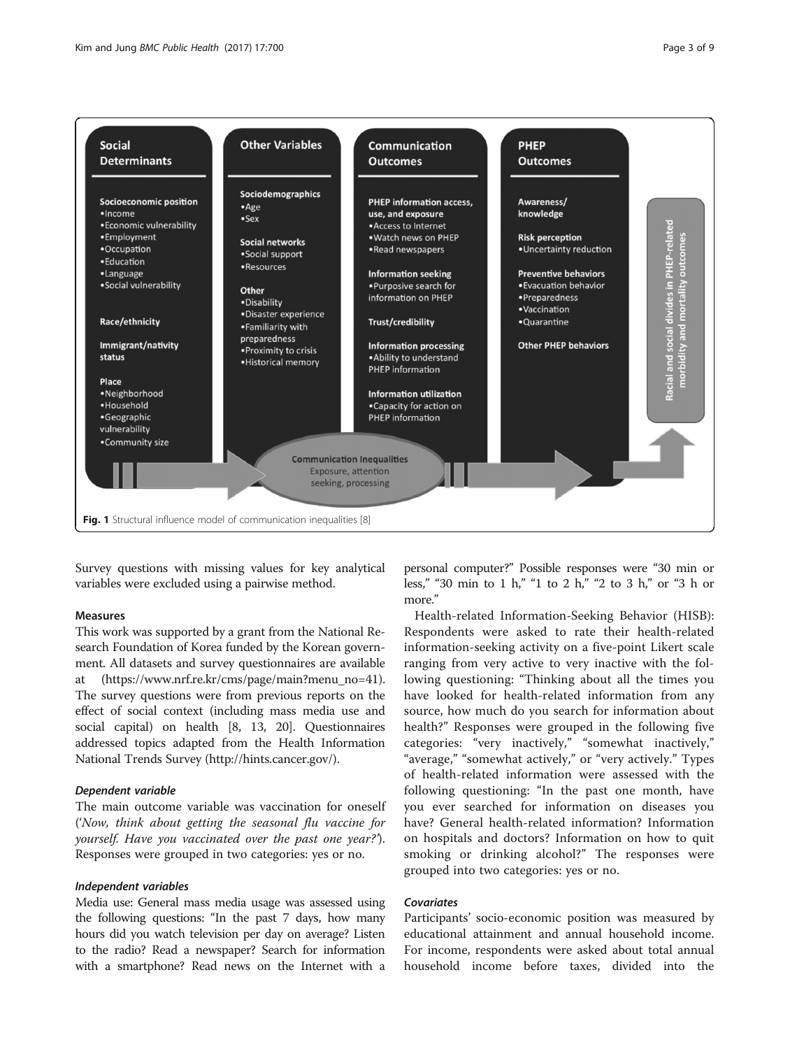**Social Determinants**

Socioeconomic position
- Income
- Economic vulnerability
- Employment
- Occupation
- Education
- Language
- Social vulnerability

Race/ethnicity

Immigrant/nativity status

Place
- Neighborhood
- Household
- Geographic vulnerability
- Community size

**Other Variables**

Sociodemographics
- Age
- Sex

Social networks
- Social support
- Resources

Other
- Disability
- Disaster experience
- Familiarity with preparedness
- Proximity to crisis
- Historical memory

**Communication Outcomes**

PHEP information access, use, and exposure
- Access to Internet
- Watch news on PHEP
- Read newspapers

Information seeking
- Purposive search for information on PHEP

Trust/credibility

Information processing
- Ability to understand PHEP information

Information utilization
- Capacity for action on PHEP information

**PHEP Outcomes**

Awareness/knowledge

Risk perception
- Uncertainty reduction

Preventive behaviors
- Evacuation behavior
- Preparedness
- Vaccination
- Quarantine

Other PHEP behaviors

Racial and social divides in PHEP-related morbidity and mortality outcomes

Communication Inequalities: Exposure, attention seeking, processing

**Fig. 1** Structural influence model of communication inequalities [8]

Survey questions with missing values for key analytical variables were excluded using a pairwise method.

## Measures

This work was supported by a grant from the National Research Foundation of Korea funded by the Korean government. All datasets and survey questionnaires are available at (https://www.nrf.re.kr/cms/page/main?menu_no=41). The survey questions were from previous reports on the effect of social context (including mass media use and social capital) on health [8, 13, 20]. Questionnaires addressed topics adapted from the Health Information National Trends Survey (http://hints.cancer.gov/).

### *Dependent variable*

The main outcome variable was vaccination for oneself (*'Now, think about getting the seasonal flu vaccine for yourself. Have you vaccinated over the past one year?'*). Responses were grouped in two categories: yes or no.

### *Independent variables*

Media use: General mass media usage was assessed using the following questions: "In the past 7 days, how many hours did you watch television per day on average? Listen to the radio? Read a newspaper? Search for information with a smartphone? Read news on the Internet with a personal computer?" Possible responses were "30 min or less," "30 min to 1 h," "1 to 2 h," "2 to 3 h," or "3 h or more."

Health-related Information-Seeking Behavior (HISB): Respondents were asked to rate their health-related information-seeking activity on a five-point Likert scale ranging from very active to very inactive with the following questioning: "Thinking about all the times you have looked for health-related information from any source, how much do you search for information about health?" Responses were grouped in the following five categories: "very inactively," "somewhat inactively," "average," "somewhat actively," or "very actively." Types of health-related information were assessed with the following questioning: "In the past one month, have you ever searched for information on diseases you have? General health-related information? Information on hospitals and doctors? Information on how to quit smoking or drinking alcohol?" The responses were grouped into two categories: yes or no.

### *Covariates*

Participants' socio-economic position was measured by educational attainment and annual household income. For income, respondents were asked about total annual household income before taxes, divided into the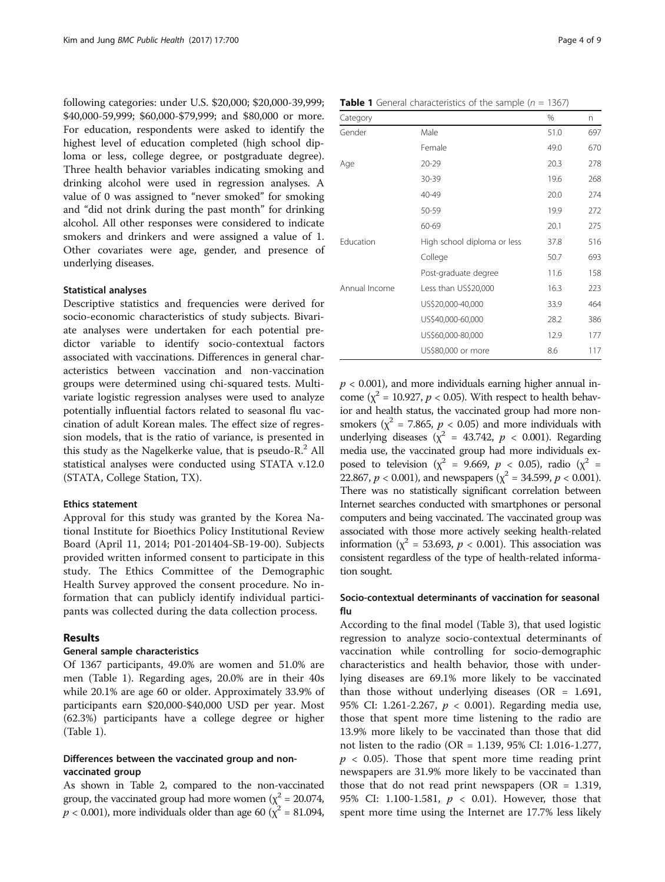following categories: under U.S. \$20,000; \$20,000-39,999; \$40,000-59,999; \$60,000-\$79,999; and \$80,000 or more. For education, respondents were asked to identify the highest level of education completed (high school diploma or less, college degree, or postgraduate degree). Three health behavior variables indicating smoking and drinking alcohol were used in regression analyses. A value of 0 was assigned to "never smoked" for smoking and "did not drink during the past month" for drinking alcohol. All other responses were considered to indicate smokers and drinkers and were assigned a value of 1. Other covariates were age, gender, and presence of underlying diseases.

### Statistical analyses

Descriptive statistics and frequencies were derived for socio-economic characteristics of study subjects. Bivariate analyses were undertaken for each potential predictor variable to identify socio-contextual factors associated with vaccinations. Differences in general characteristics between vaccination and non-vaccination groups were determined using chi-squared tests. Multivariate logistic regression analyses were used to analyze potentially influential factors related to seasonal flu vaccination of adult Korean males. The effect size of regression models, that is the ratio of variance, is presented in this study as the Nagelkerke value, that is pseudo-$R^2$. All statistical analyses were conducted using STATA v.12.0 (STATA, College Station, TX).

### Ethics statement

Approval for this study was granted by the Korea National Institute for Bioethics Policy Institutional Review Board (April 11, 2014; P01-201404-SB-19-00). Subjects provided written informed consent to participate in this study. The Ethics Committee of the Demographic Health Survey approved the consent procedure. No information that can publicly identify individual participants was collected during the data collection process.

## Results

### General sample characteristics

Of 1367 participants, 49.0% are women and 51.0% are men (Table 1). Regarding ages, 20.0% are in their 40s while 20.1% are age 60 or older. Approximately 33.9% of participants earn \$20,000-\$40,000 USD per year. Most (62.3%) participants have a college degree or higher (Table 1).

### Differences between the vaccinated group and non-vaccinated group

As shown in Table 2, compared to the non-vaccinated group, the vaccinated group had more women ($\chi^2 = 20.074$, $p < 0.001$), more individuals older than age 60 ($\chi^2 = 81.094$, $p < 0.001$), and more individuals earning higher annual income ($\chi^2 = 10.927$, $p < 0.05$). With respect to health behavior and health status, the vaccinated group had more non-smokers ($\chi^2 = 7.865$, $p < 0.05$) and more individuals with underlying diseases ($\chi^2 = 43.742$, $p < 0.001$). Regarding media use, the vaccinated group had more individuals exposed to television ($\chi^2 = 9.669$, $p < 0.05$), radio ($\chi^2 = 22.867$, $p < 0.001$), and newspapers ($\chi^2 = 34.599$, $p < 0.001$). There was no statistically significant correlation between Internet searches conducted with smartphones or personal computers and being vaccinated. The vaccinated group was associated with those more actively seeking health-related information ($\chi^2 = 53.693$, $p < 0.001$). This association was consistent regardless of the type of health-related information sought.

**Table 1** General characteristics of the sample ($n = 1367$)

| Category | | % | n |
|---|---|---|---|
| Gender | Male | 51.0 | 697 |
| | Female | 49.0 | 670 |
| Age | 20-29 | 20.3 | 278 |
| | 30-39 | 19.6 | 268 |
| | 40-49 | 20.0 | 274 |
| | 50-59 | 19.9 | 272 |
| | 60-69 | 20.1 | 275 |
| Education | High school diploma or less | 37.8 | 516 |
| | College | 50.7 | 693 |
| | Post-graduate degree | 11.6 | 158 |
| Annual Income | Less than US\$20,000 | 16.3 | 223 |
| | US\$20,000-40,000 | 33.9 | 464 |
| | US\$40,000-60,000 | 28.2 | 386 |
| | US\$60,000-80,000 | 12.9 | 177 |
| | US\$80,000 or more | 8.6 | 117 |

### Socio-contextual determinants of vaccination for seasonal flu

According to the final model (Table 3), that used logistic regression to analyze socio-contextual determinants of vaccination while controlling for socio-demographic characteristics and health behavior, those with underlying diseases are 69.1% more likely to be vaccinated than those without underlying diseases (OR = 1.691, 95% CI: 1.261-2.267, $p < 0.001$). Regarding media use, those that spent more time listening to the radio are 13.9% more likely to be vaccinated than those that did not listen to the radio (OR = 1.139, 95% CI: 1.016-1.277, $p < 0.05$). Those that spent more time reading print newspapers are 31.9% more likely to be vaccinated than those that do not read print newspapers (OR = 1.319, 95% CI: 1.100-1.581, $p < 0.01$). However, those that spent more time using the Internet are 17.7% less likely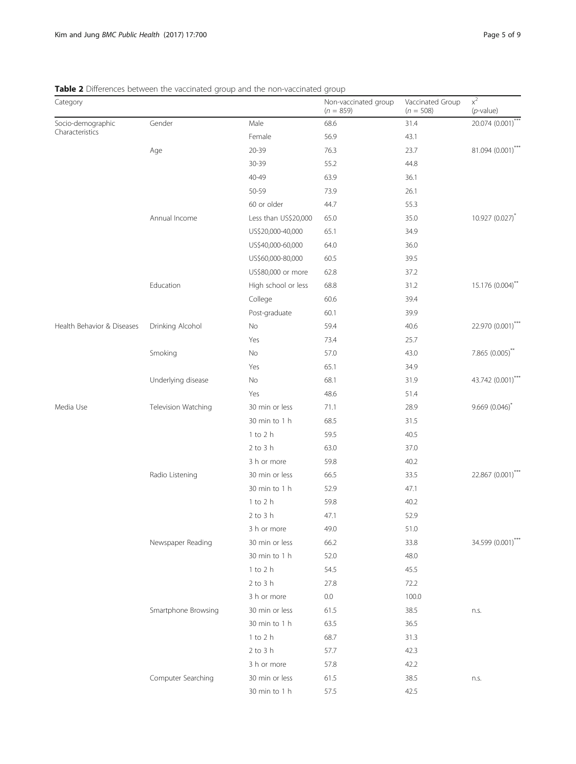**Table 2** Differences between the vaccinated group and the non-vaccinated group

| Category | | | Non-vaccinated group ($n$ = 859) | Vaccinated Group ($n$ = 508) | $x^2$ ($p$-value) |
|---|---|---|---|---|---|
| Socio-demographic Characteristics | Gender | Male | 68.6 | 31.4 | 20.074 (0.001)*** |
| | | Female | 56.9 | 43.1 | |
| | Age | 20-39 | 76.3 | 23.7 | 81.094 (0.001)*** |
| | | 30-39 | 55.2 | 44.8 | |
| | | 40-49 | 63.9 | 36.1 | |
| | | 50-59 | 73.9 | 26.1 | |
| | | 60 or older | 44.7 | 55.3 | |
| | Annual Income | Less than US$20,000 | 65.0 | 35.0 | 10.927 (0.027)* |
| | | US$20,000-40,000 | 65.1 | 34.9 | |
| | | US$40,000-60,000 | 64.0 | 36.0 | |
| | | US$60,000-80,000 | 60.5 | 39.5 | |
| | | US$80,000 or more | 62.8 | 37.2 | |
| | Education | High school or less | 68.8 | 31.2 | 15.176 (0.004)** |
| | | College | 60.6 | 39.4 | |
| | | Post-graduate | 60.1 | 39.9 | |
| Health Behavior & Diseases | Drinking Alcohol | No | 59.4 | 40.6 | 22.970 (0.001)*** |
| | | Yes | 73.4 | 25.7 | |
| | Smoking | No | 57.0 | 43.0 | 7.865 (0.005)** |
| | | Yes | 65.1 | 34.9 | |
| | Underlying disease | No | 68.1 | 31.9 | 43.742 (0.001)*** |
| | | Yes | 48.6 | 51.4 | |
| Media Use | Television Watching | 30 min or less | 71.1 | 28.9 | 9.669 (0.046)* |
| | | 30 min to 1 h | 68.5 | 31.5 | |
| | | 1 to 2 h | 59.5 | 40.5 | |
| | | 2 to 3 h | 63.0 | 37.0 | |
| | | 3 h or more | 59.8 | 40.2 | |
| | Radio Listening | 30 min or less | 66.5 | 33.5 | 22.867 (0.001)*** |
| | | 30 min to 1 h | 52.9 | 47.1 | |
| | | 1 to 2 h | 59.8 | 40.2 | |
| | | 2 to 3 h | 47.1 | 52.9 | |
| | | 3 h or more | 49.0 | 51.0 | |
| | Newspaper Reading | 30 min or less | 66.2 | 33.8 | 34.599 (0.001)*** |
| | | 30 min to 1 h | 52.0 | 48.0 | |
| | | 1 to 2 h | 54.5 | 45.5 | |
| | | 2 to 3 h | 27.8 | 72.2 | |
| | | 3 h or more | 0.0 | 100.0 | |
| | Smartphone Browsing | 30 min or less | 61.5 | 38.5 | n.s. |
| | | 30 min to 1 h | 63.5 | 36.5 | |
| | | 1 to 2 h | 68.7 | 31.3 | |
| | | 2 to 3 h | 57.7 | 42.3 | |
| | | 3 h or more | 57.8 | 42.2 | |
| | Computer Searching | 30 min or less | 61.5 | 38.5 | n.s. |
| | | 30 min to 1 h | 57.5 | 42.5 | |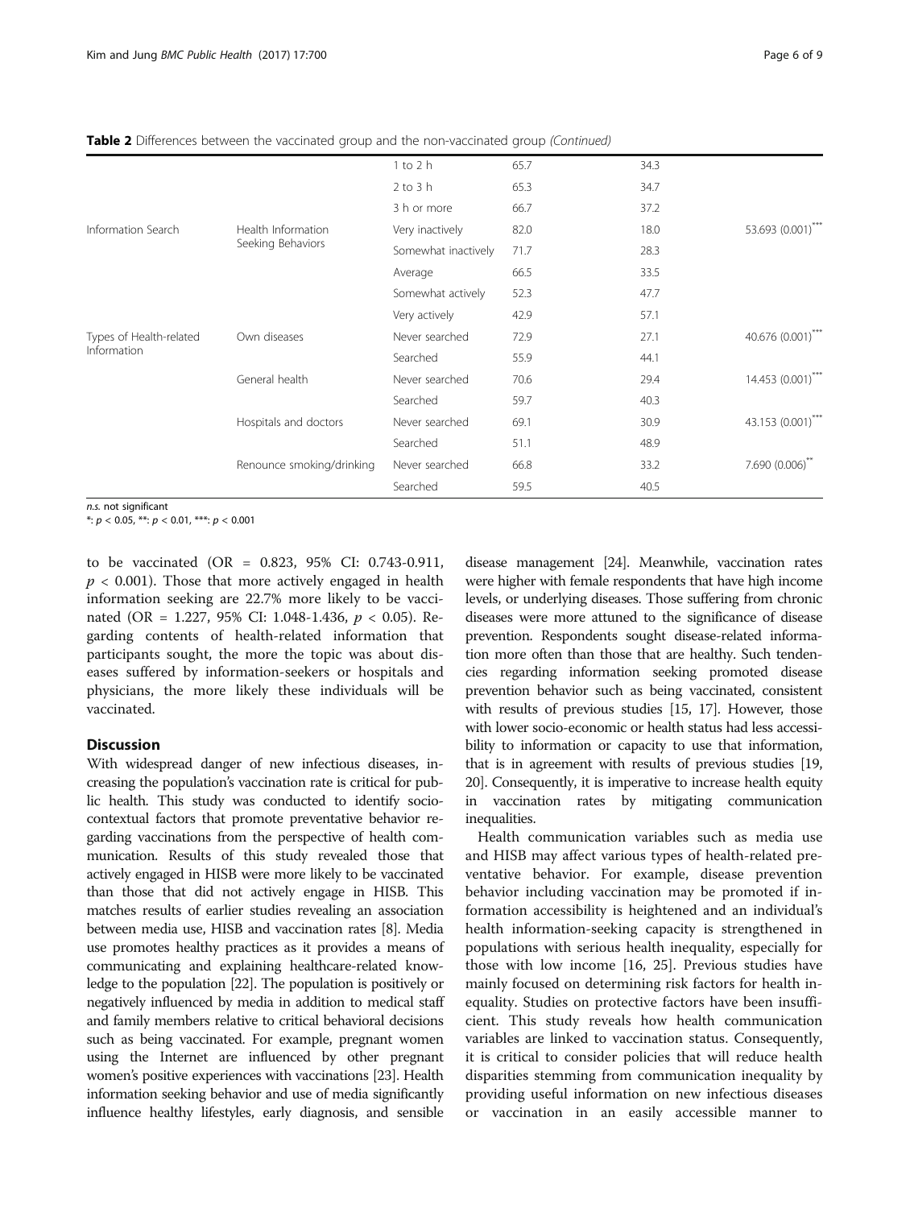**Table 2** Differences between the vaccinated group and the non-vaccinated group *(Continued)*

| | | | | | |
|---|---|---|---|---|---|
| | | 1 to 2 h | 65.7 | 34.3 | |
| | | 2 to 3 h | 65.3 | 34.7 | |
| | | 3 h or more | 66.7 | 37.2 | |
| Information Search | Health Information Seeking Behaviors | Very inactively | 82.0 | 18.0 | 53.693 (0.001)*** |
| | | Somewhat inactively | 71.7 | 28.3 | |
| | | Average | 66.5 | 33.5 | |
| | | Somewhat actively | 52.3 | 47.7 | |
| | | Very actively | 42.9 | 57.1 | |
| Types of Health-related Information | Own diseases | Never searched | 72.9 | 27.1 | 40.676 (0.001)*** |
| | | Searched | 55.9 | 44.1 | |
| | General health | Never searched | 70.6 | 29.4 | 14.453 (0.001)*** |
| | | Searched | 59.7 | 40.3 | |
| | Hospitals and doctors | Never searched | 69.1 | 30.9 | 43.153 (0.001)*** |
| | | Searched | 51.1 | 48.9 | |
| | Renounce smoking/drinking | Never searched | 66.8 | 33.2 | 7.690 (0.006)** |
| | | Searched | 59.5 | 40.5 | |

*n.s.* not significant
*: $p < 0.05$, **: $p < 0.01$, ***: $p < 0.001$

to be vaccinated (OR = 0.823, 95% CI: 0.743-0.911, $p < 0.001$). Those that more actively engaged in health information seeking are 22.7% more likely to be vaccinated (OR = 1.227, 95% CI: 1.048-1.436, $p < 0.05$). Regarding contents of health-related information that participants sought, the more the topic was about diseases suffered by information-seekers or hospitals and physicians, the more likely these individuals will be vaccinated.

## Discussion

With widespread danger of new infectious diseases, increasing the population's vaccination rate is critical for public health. This study was conducted to identify socio-contextual factors that promote preventative behavior regarding vaccinations from the perspective of health communication. Results of this study revealed those that actively engaged in HISB were more likely to be vaccinated than those that did not actively engage in HISB. This matches results of earlier studies revealing an association between media use, HISB and vaccination rates [8]. Media use promotes healthy practices as it provides a means of communicating and explaining healthcare-related knowledge to the population [22]. The population is positively or negatively influenced by media in addition to medical staff and family members relative to critical behavioral decisions such as being vaccinated. For example, pregnant women using the Internet are influenced by other pregnant women's positive experiences with vaccinations [23]. Health information seeking behavior and use of media significantly influence healthy lifestyles, early diagnosis, and sensible disease management [24]. Meanwhile, vaccination rates were higher with female respondents that have high income levels, or underlying diseases. Those suffering from chronic diseases were more attuned to the significance of disease prevention. Respondents sought disease-related information more often than those that are healthy. Such tendencies regarding information seeking promoted disease prevention behavior such as being vaccinated, consistent with results of previous studies [15, 17]. However, those with lower socio-economic or health status had less accessibility to information or capacity to use that information, that is in agreement with results of previous studies [19, 20]. Consequently, it is imperative to increase health equity in vaccination rates by mitigating communication inequalities.

Health communication variables such as media use and HISB may affect various types of health-related preventative behavior. For example, disease prevention behavior including vaccination may be promoted if information accessibility is heightened and an individual's health information-seeking capacity is strengthened in populations with serious health inequality, especially for those with low income [16, 25]. Previous studies have mainly focused on determining risk factors for health inequality. Studies on protective factors have been insufficient. This study reveals how health communication variables are linked to vaccination status. Consequently, it is critical to consider policies that will reduce health disparities stemming from communication inequality by providing useful information on new infectious diseases or vaccination in an easily accessible manner to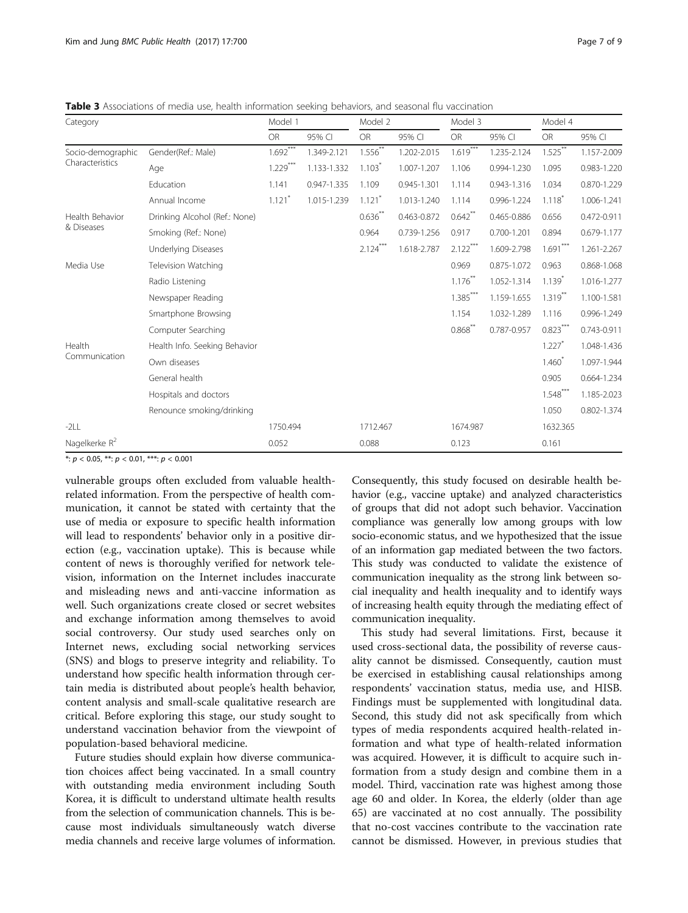**Table 3** Associations of media use, health information seeking behaviors, and seasonal flu vaccination

| Category | | Model 1 | | Model 2 | | Model 3 | | Model 4 | |
|---|---|---|---|---|---|---|---|---|---|
| | | OR | 95% CI | OR | 95% CI | OR | 95% CI | OR | 95% CI |
| Socio-demographic Characteristics | Gender(Ref.: Male) | 1.692*** | 1.349-2.121 | 1.556** | 1.202-2.015 | 1.619*** | 1.235-2.124 | 1.525** | 1.157-2.009 |
| | Age | 1.229*** | 1.133-1.332 | 1.103* | 1.007-1.207 | 1.106 | 0.994-1.230 | 1.095 | 0.983-1.220 |
| | Education | 1.141 | 0.947-1.335 | 1.109 | 0.945-1.301 | 1.114 | 0.943-1.316 | 1.034 | 0.870-1.229 |
| | Annual Income | 1.121* | 1.015-1.239 | 1.121* | 1.013-1.240 | 1.114 | 0.996-1.224 | 1.118* | 1.006-1.241 |
| Health Behavior & Diseases | Drinking Alcohol (Ref.: None) | | | 0.636** | 0.463-0.872 | 0.642** | 0.465-0.886 | 0.656 | 0.472-0.911 |
| | Smoking (Ref.: None) | | | 0.964 | 0.739-1.256 | 0.917 | 0.700-1.201 | 0.894 | 0.679-1.177 |
| | Underlying Diseases | | | 2.124*** | 1.618-2.787 | 2.122*** | 1.609-2.798 | 1.691*** | 1.261-2.267 |
| Media Use | Television Watching | | | | | 0.969 | 0.875-1.072 | 0.963 | 0.868-1.068 |
| | Radio Listening | | | | | 1.176** | 1.052-1.314 | 1.139* | 1.016-1.277 |
| | Newspaper Reading | | | | | 1.385*** | 1.159-1.655 | 1.319** | 1.100-1.581 |
| | Smartphone Browsing | | | | | 1.154 | 1.032-1.289 | 1.116 | 0.996-1.249 |
| | Computer Searching | | | | | 0.868** | 0.787-0.957 | 0.823*** | 0.743-0.911 |
| Health Communication | Health Info. Seeking Behavior | | | | | | | 1.227* | 1.048-1.436 |
| | Own diseases | | | | | | | 1.460* | 1.097-1.944 |
| | General health | | | | | | | 0.905 | 0.664-1.234 |
| | Hospitals and doctors | | | | | | | 1.548*** | 1.185-2.023 |
| | Renounce smoking/drinking | | | | | | | 1.050 | 0.802-1.374 |
| -2LL | | 1750.494 | | 1712.467 | | 1674.987 | | 1632.365 | |
| Nagelkerke $R^2$ | | 0.052 | | 0.088 | | 0.123 | | 0.161 | |

*: $p < 0.05$, **: $p < 0.01$, ***: $p < 0.001$

vulnerable groups often excluded from valuable health-related information. From the perspective of health communication, it cannot be stated with certainty that the use of media or exposure to specific health information will lead to respondents' behavior only in a positive direction (e.g., vaccination uptake). This is because while content of news is thoroughly verified for network television, information on the Internet includes inaccurate and misleading news and anti-vaccine information as well. Such organizations create closed or secret websites and exchange information among themselves to avoid social controversy. Our study used searches only on Internet news, excluding social networking services (SNS) and blogs to preserve integrity and reliability. To understand how specific health information through certain media is distributed about people's health behavior, content analysis and small-scale qualitative research are critical. Before exploring this stage, our study sought to understand vaccination behavior from the viewpoint of population-based behavioral medicine.

Future studies should explain how diverse communication choices affect being vaccinated. In a small country with outstanding media environment including South Korea, it is difficult to understand ultimate health results from the selection of communication channels. This is because most individuals simultaneously watch diverse media channels and receive large volumes of information. Consequently, this study focused on desirable health behavior (e.g., vaccine uptake) and analyzed characteristics of groups that did not adopt such behavior. Vaccination compliance was generally low among groups with low socio-economic status, and we hypothesized that the issue of an information gap mediated between the two factors. This study was conducted to validate the existence of communication inequality as the strong link between social inequality and health inequality and to identify ways of increasing health equity through the mediating effect of communication inequality.

This study had several limitations. First, because it used cross-sectional data, the possibility of reverse causality cannot be dismissed. Consequently, caution must be exercised in establishing causal relationships among respondents' vaccination status, media use, and HISB. Findings must be supplemented with longitudinal data. Second, this study did not ask specifically from which types of media respondents acquired health-related information and what type of health-related information was acquired. However, it is difficult to acquire such information from a study design and combine them in a model. Third, vaccination rate was highest among those age 60 and older. In Korea, the elderly (older than age 65) are vaccinated at no cost annually. The possibility that no-cost vaccines contribute to the vaccination rate cannot be dismissed. However, in previous studies that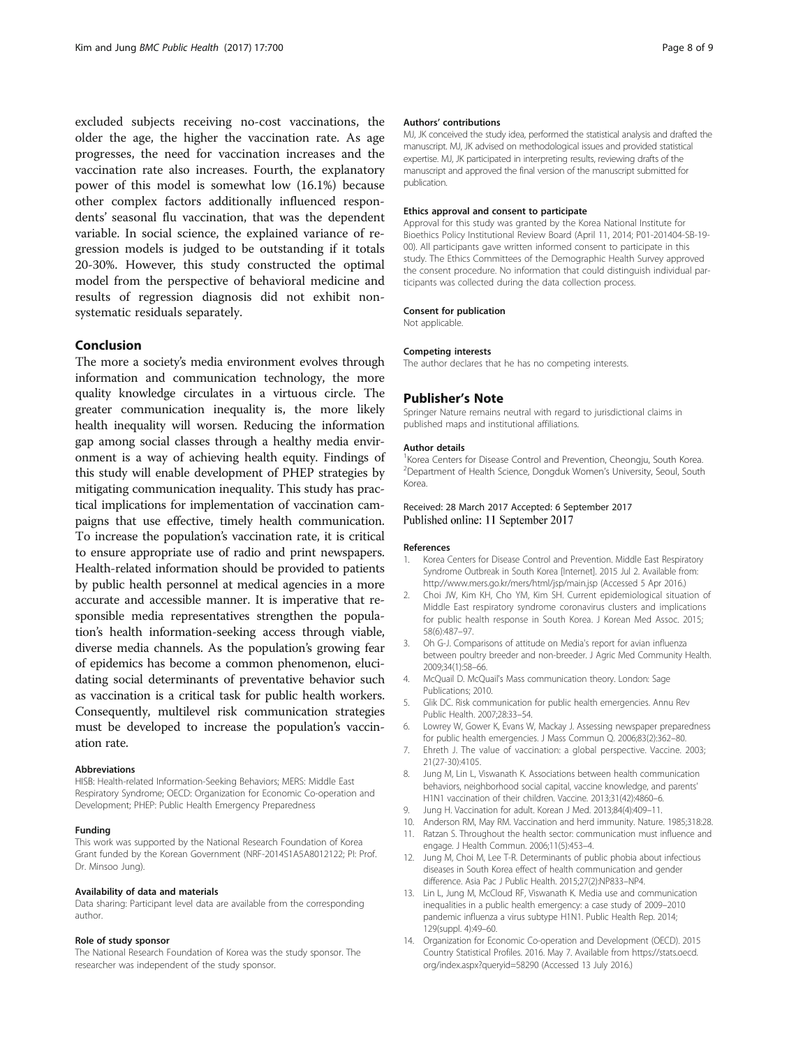excluded subjects receiving no-cost vaccinations, the older the age, the higher the vaccination rate. As age progresses, the need for vaccination increases and the vaccination rate also increases. Fourth, the explanatory power of this model is somewhat low (16.1%) because other complex factors additionally influenced respondents' seasonal flu vaccination, that was the dependent variable. In social science, the explained variance of regression models is judged to be outstanding if it totals 20-30%. However, this study constructed the optimal model from the perspective of behavioral medicine and results of regression diagnosis did not exhibit non-systematic residuals separately.

## Conclusion

The more a society's media environment evolves through information and communication technology, the more quality knowledge circulates in a virtuous circle. The greater communication inequality is, the more likely health inequality will worsen. Reducing the information gap among social classes through a healthy media environment is a way of achieving health equity. Findings of this study will enable development of PHEP strategies by mitigating communication inequality. This study has practical implications for implementation of vaccination campaigns that use effective, timely health communication. To increase the population's vaccination rate, it is critical to ensure appropriate use of radio and print newspapers. Health-related information should be provided to patients by public health personnel at medical agencies in a more accurate and accessible manner. It is imperative that responsible media representatives strengthen the population's health information-seeking access through viable, diverse media channels. As the population's growing fear of epidemics has become a common phenomenon, elucidating social determinants of preventative behavior such as vaccination is a critical task for public health workers. Consequently, multilevel risk communication strategies must be developed to increase the population's vaccination rate.

#### Abbreviations

HISB: Health-related Information-Seeking Behaviors; MERS: Middle East Respiratory Syndrome; OECD: Organization for Economic Co-operation and Development; PHEP: Public Health Emergency Preparedness

#### Funding

This work was supported by the National Research Foundation of Korea Grant funded by the Korean Government (NRF-2014S1A5A8012122; PI: Prof. Dr. Minsoo Jung).

#### Availability of data and materials

Data sharing: Participant level data are available from the corresponding author.

#### Role of study sponsor

The National Research Foundation of Korea was the study sponsor. The researcher was independent of the study sponsor.

#### Authors' contributions

MJ, JK conceived the study idea, performed the statistical analysis and drafted the manuscript. MJ, JK advised on methodological issues and provided statistical expertise. MJ, JK participated in interpreting results, reviewing drafts of the manuscript and approved the final version of the manuscript submitted for publication.

#### Ethics approval and consent to participate

Approval for this study was granted by the Korea National Institute for Bioethics Policy Institutional Review Board (April 11, 2014; P01-201404-SB-19-00). All participants gave written informed consent to participate in this study. The Ethics Committees of the Demographic Health Survey approved the consent procedure. No information that could distinguish individual participants was collected during the data collection process.

#### Consent for publication

Not applicable.

#### Competing interests

The author declares that he has no competing interests.

## Publisher's Note

Springer Nature remains neutral with regard to jurisdictional claims in published maps and institutional affiliations.

#### Author details

[1]Korea Centers for Disease Control and Prevention, Cheongju, South Korea. [2]Department of Health Science, Dongduk Women's University, Seoul, South Korea.

Received: 28 March 2017 Accepted: 6 September 2017
Published online: 11 September 2017

#### References

1. Korea Centers for Disease Control and Prevention. Middle East Respiratory Syndrome Outbreak in South Korea [Internet]. 2015 Jul 2. Available from: http://www.mers.go.kr/mers/html/jsp/main.jsp (Accessed 5 Apr 2016.)
2. Choi JW, Kim KH, Cho YM, Kim SH. Current epidemiological situation of Middle East respiratory syndrome coronavirus clusters and implications for public health response in South Korea. J Korean Med Assoc. 2015; 58(6):487–97.
3. Oh G-J. Comparisons of attitude on Media's report for avian influenza between poultry breeder and non-breeder. J Agric Med Community Health. 2009;34(1):58–66.
4. McQuail D. McQuail's Mass communication theory. London: Sage Publications; 2010.
5. Glik DC. Risk communication for public health emergencies. Annu Rev Public Health. 2007;28:33–54.
6. Lowrey W, Gower K, Evans W, Mackay J. Assessing newspaper preparedness for public health emergencies. J Mass Commun Q. 2006;83(2):362–80.
7. Ehreth J. The value of vaccination: a global perspective. Vaccine. 2003; 21(27-30):4105.
8. Jung M, Lin L, Viswanath K. Associations between health communication behaviors, neighborhood social capital, vaccine knowledge, and parents' H1N1 vaccination of their children. Vaccine. 2013;31(42):4860–6.
9. Jung H. Vaccination for adult. Korean J Med. 2013;84(4):409–11.
10. Anderson RM, May RM. Vaccination and herd immunity. Nature. 1985;318:28.
11. Ratzan S. Throughout the health sector: communication must influence and engage. J Health Commun. 2006;11(5):453–4.
12. Jung M, Choi M, Lee T-R. Determinants of public phobia about infectious diseases in South Korea effect of health communication and gender difference. Asia Pac J Public Health. 2015;27(2):NP833–NP4.
13. Lin L, Jung M, McCloud RF, Viswanath K. Media use and communication inequalities in a public health emergency: a case study of 2009–2010 pandemic influenza a virus subtype H1N1. Public Health Rep. 2014; 129(suppl. 4):49–60.
14. Organization for Economic Co-operation and Development (OECD). 2015 Country Statistical Profiles. 2016. May 7. Available from https://stats.oecd.org/index.aspx?queryid=58290 (Accessed 13 July 2016.)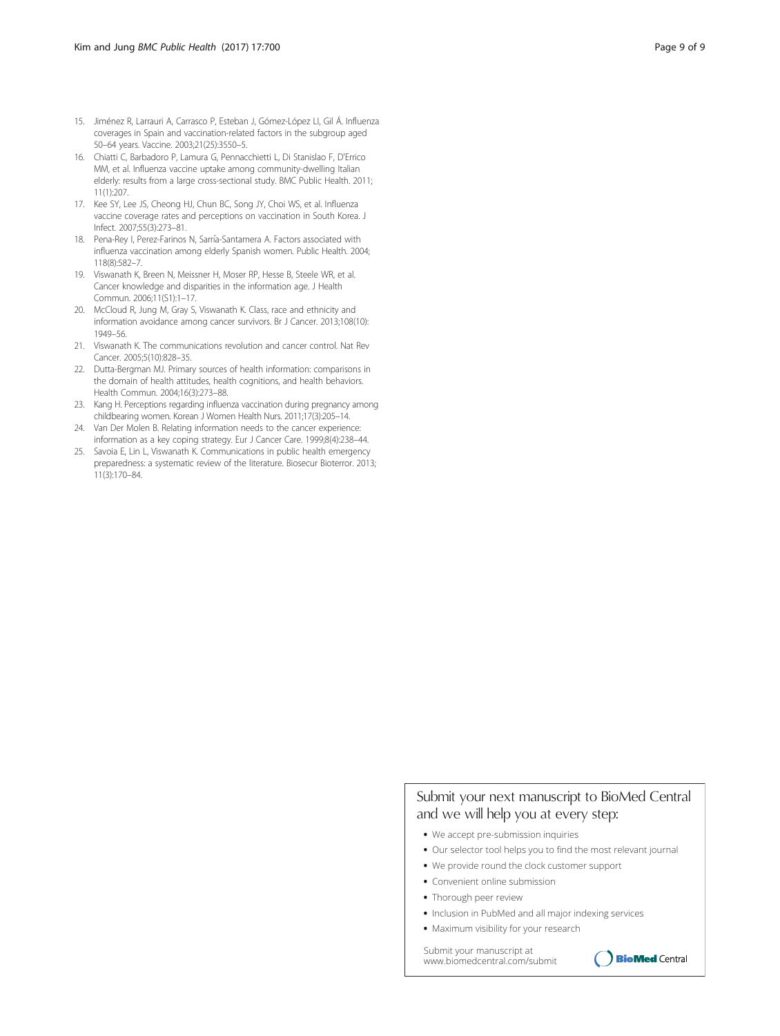15. Jiménez R, Larrauri A, Carrasco P, Esteban J, Gómez-López LI, Gil Á. Influenza coverages in Spain and vaccination-related factors in the subgroup aged 50–64 years. Vaccine. 2003;21(25):3550–5.
16. Chiatti C, Barbadoro P, Lamura G, Pennacchietti L, Di Stanislao F, D'Errico MM, et al. Influenza vaccine uptake among community-dwelling Italian elderly: results from a large cross-sectional study. BMC Public Health. 2011; 11(1):207.
17. Kee SY, Lee JS, Cheong HJ, Chun BC, Song JY, Choi WS, et al. Influenza vaccine coverage rates and perceptions on vaccination in South Korea. J Infect. 2007;55(3):273–81.
18. Pena-Rey I, Perez-Farinos N, Sarría-Santamera A. Factors associated with influenza vaccination among elderly Spanish women. Public Health. 2004; 118(8):582–7.
19. Viswanath K, Breen N, Meissner H, Moser RP, Hesse B, Steele WR, et al. Cancer knowledge and disparities in the information age. J Health Commun. 2006;11(S1):1–17.
20. McCloud R, Jung M, Gray S, Viswanath K. Class, race and ethnicity and information avoidance among cancer survivors. Br J Cancer. 2013;108(10): 1949–56.
21. Viswanath K. The communications revolution and cancer control. Nat Rev Cancer. 2005;5(10):828–35.
22. Dutta-Bergman MJ. Primary sources of health information: comparisons in the domain of health attitudes, health cognitions, and health behaviors. Health Commun. 2004;16(3):273–88.
23. Kang H. Perceptions regarding influenza vaccination during pregnancy among childbearing women. Korean J Women Health Nurs. 2011;17(3):205–14.
24. Van Der Molen B. Relating information needs to the cancer experience: information as a key coping strategy. Eur J Cancer Care. 1999;8(4):238–44.
25. Savoia E, Lin L, Viswanath K. Communications in public health emergency preparedness: a systematic review of the literature. Biosecur Bioterror. 2013; 11(3):170–84.

Submit your next manuscript to BioMed Central and we will help you at every step:

- We accept pre-submission inquiries
- Our selector tool helps you to find the most relevant journal
- We provide round the clock customer support
- Convenient online submission
- Thorough peer review
- Inclusion in PubMed and all major indexing services
- Maximum visibility for your research

Submit your manuscript at
www.biomedcentral.com/submit

BioMed Central